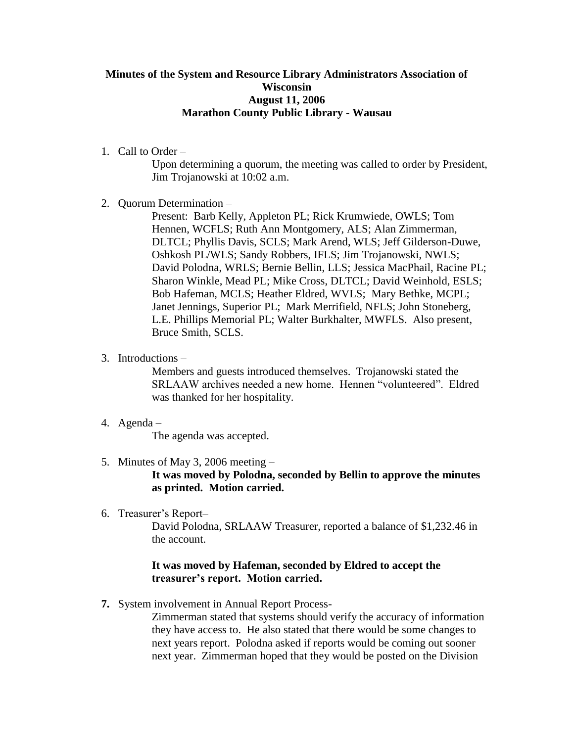**Minutes of the System and Resource Library Administrators Association of Wisconsin**
**August 11, 2006**
**Marathon County Public Library - Wausau**

1. Call to Order –

   Upon determining a quorum, the meeting was called to order by President, Jim Trojanowski at 10:02 a.m.

2. Quorum Determination –

   Present: Barb Kelly, Appleton PL; Rick Krumwiede, OWLS; Tom Hennen, WCFLS; Ruth Ann Montgomery, ALS; Alan Zimmerman, DLTCL; Phyllis Davis, SCLS; Mark Arend, WLS; Jeff Gilderson-Duwe, Oshkosh PL/WLS; Sandy Robbers, IFLS; Jim Trojanowski, NWLS; David Polodna, WRLS; Bernie Bellin, LLS; Jessica MacPhail, Racine PL; Sharon Winkle, Mead PL; Mike Cross, DLTCL; David Weinhold, ESLS; Bob Hafeman, MCLS; Heather Eldred, WVLS; Mary Bethke, MCPL; Janet Jennings, Superior PL; Mark Merrifield, NFLS; John Stoneberg, L.E. Phillips Memorial PL; Walter Burkhalter, MWFLS. Also present, Bruce Smith, SCLS.

3. Introductions –

   Members and guests introduced themselves. Trojanowski stated the SRLAAW archives needed a new home. Hennen "volunteered". Eldred was thanked for her hospitality.

4. Agenda –

   The agenda was accepted.

5. Minutes of May 3, 2006 meeting –

   **It was moved by Polodna, seconded by Bellin to approve the minutes as printed. Motion carried.**

6. Treasurer's Report–

   David Polodna, SRLAAW Treasurer, reported a balance of $1,232.46 in the account.

   **It was moved by Hafeman, seconded by Eldred to accept the treasurer's report. Motion carried.**

7. System involvement in Annual Report Process-

   Zimmerman stated that systems should verify the accuracy of information they have access to. He also stated that there would be some changes to next years report. Polodna asked if reports would be coming out sooner next year. Zimmerman hoped that they would be posted on the Division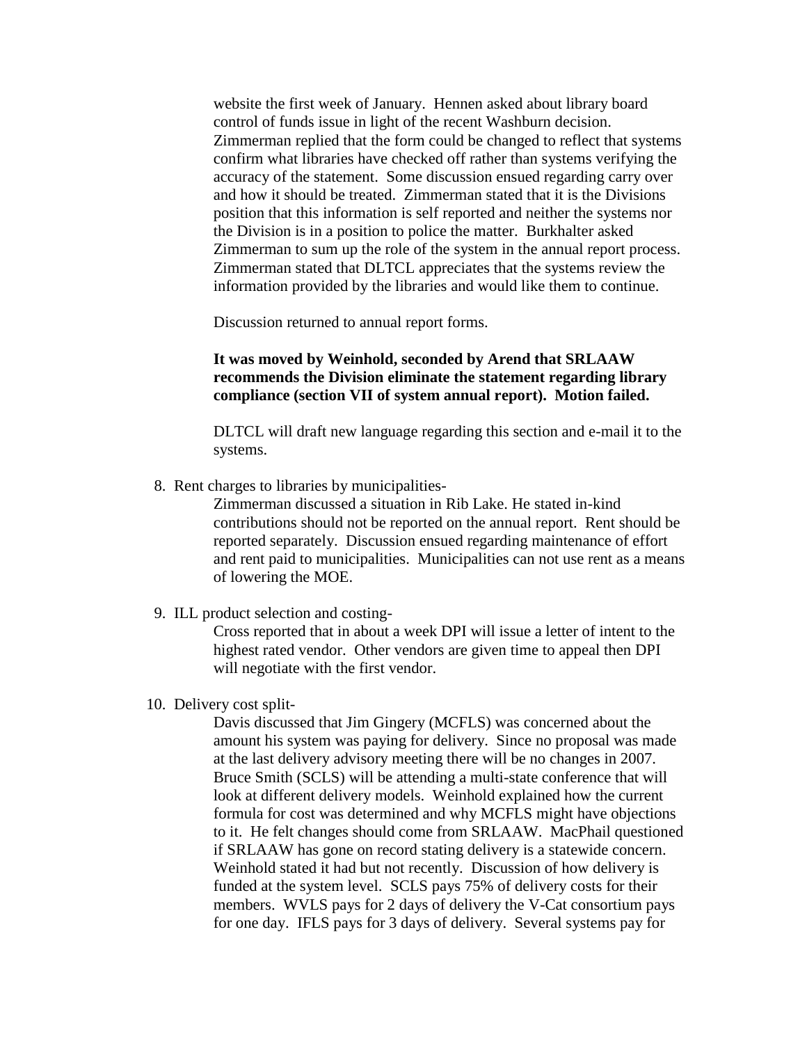website the first week of January. Hennen asked about library board control of funds issue in light of the recent Washburn decision. Zimmerman replied that the form could be changed to reflect that systems confirm what libraries have checked off rather than systems verifying the accuracy of the statement. Some discussion ensued regarding carry over and how it should be treated. Zimmerman stated that it is the Divisions position that this information is self reported and neither the systems nor the Division is in a position to police the matter. Burkhalter asked Zimmerman to sum up the role of the system in the annual report process. Zimmerman stated that DLTCL appreciates that the systems review the information provided by the libraries and would like them to continue.

Discussion returned to annual report forms.

**It was moved by Weinhold, seconded by Arend that SRLAAW recommends the Division eliminate the statement regarding library compliance (section VII of system annual report). Motion failed.**

DLTCL will draft new language regarding this section and e-mail it to the systems.

8. Rent charges to libraries by municipalities-

   Zimmerman discussed a situation in Rib Lake. He stated in-kind contributions should not be reported on the annual report. Rent should be reported separately. Discussion ensued regarding maintenance of effort and rent paid to municipalities. Municipalities can not use rent as a means of lowering the MOE.

9. ILL product selection and costing-

   Cross reported that in about a week DPI will issue a letter of intent to the highest rated vendor. Other vendors are given time to appeal then DPI will negotiate with the first vendor.

10. Delivery cost split-

    Davis discussed that Jim Gingery (MCFLS) was concerned about the amount his system was paying for delivery. Since no proposal was made at the last delivery advisory meeting there will be no changes in 2007. Bruce Smith (SCLS) will be attending a multi-state conference that will look at different delivery models. Weinhold explained how the current formula for cost was determined and why MCFLS might have objections to it. He felt changes should come from SRLAAW. MacPhail questioned if SRLAAW has gone on record stating delivery is a statewide concern. Weinhold stated it had but not recently. Discussion of how delivery is funded at the system level. SCLS pays 75% of delivery costs for their members. WVLS pays for 2 days of delivery the V-Cat consortium pays for one day. IFLS pays for 3 days of delivery. Several systems pay for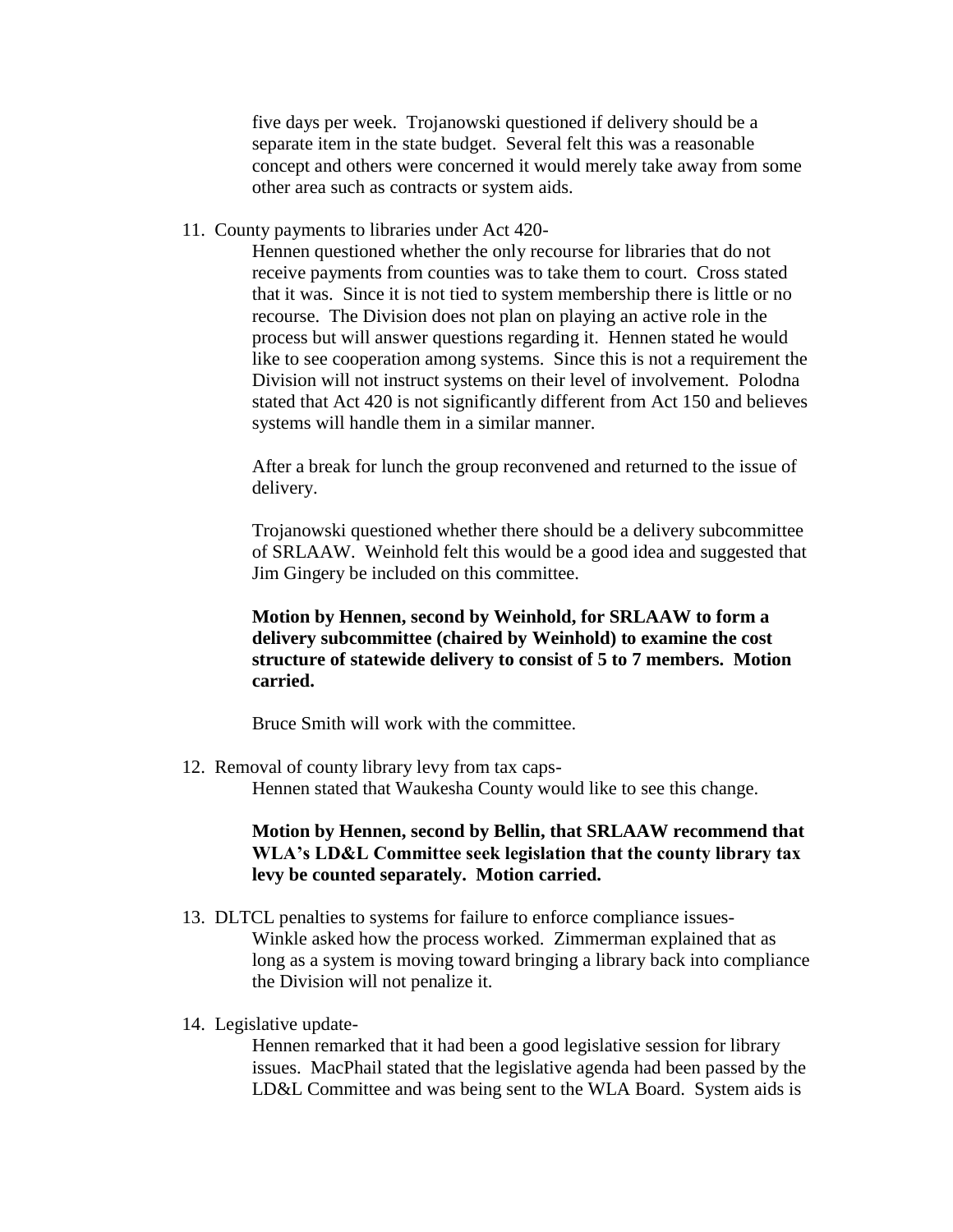five days per week. Trojanowski questioned if delivery should be a separate item in the state budget. Several felt this was a reasonable concept and others were concerned it would merely take away from some other area such as contracts or system aids.

11. County payments to libraries under Act 420-

    Hennen questioned whether the only recourse for libraries that do not receive payments from counties was to take them to court. Cross stated that it was. Since it is not tied to system membership there is little or no recourse. The Division does not plan on playing an active role in the process but will answer questions regarding it. Hennen stated he would like to see cooperation among systems. Since this is not a requirement the Division will not instruct systems on their level of involvement. Polodna stated that Act 420 is not significantly different from Act 150 and believes systems will handle them in a similar manner.

    After a break for lunch the group reconvened and returned to the issue of delivery.

    Trojanowski questioned whether there should be a delivery subcommittee of SRLAAW. Weinhold felt this would be a good idea and suggested that Jim Gingery be included on this committee.

    **Motion by Hennen, second by Weinhold, for SRLAAW to form a delivery subcommittee (chaired by Weinhold) to examine the cost structure of statewide delivery to consist of 5 to 7 members. Motion carried.**

    Bruce Smith will work with the committee.

12. Removal of county library levy from tax caps-

    Hennen stated that Waukesha County would like to see this change.

    **Motion by Hennen, second by Bellin, that SRLAAW recommend that WLA's LD&L Committee seek legislation that the county library tax levy be counted separately. Motion carried.**

13. DLTCL penalties to systems for failure to enforce compliance issues-

    Winkle asked how the process worked. Zimmerman explained that as long as a system is moving toward bringing a library back into compliance the Division will not penalize it.

14. Legislative update-

    Hennen remarked that it had been a good legislative session for library issues. MacPhail stated that the legislative agenda had been passed by the LD&L Committee and was being sent to the WLA Board. System aids is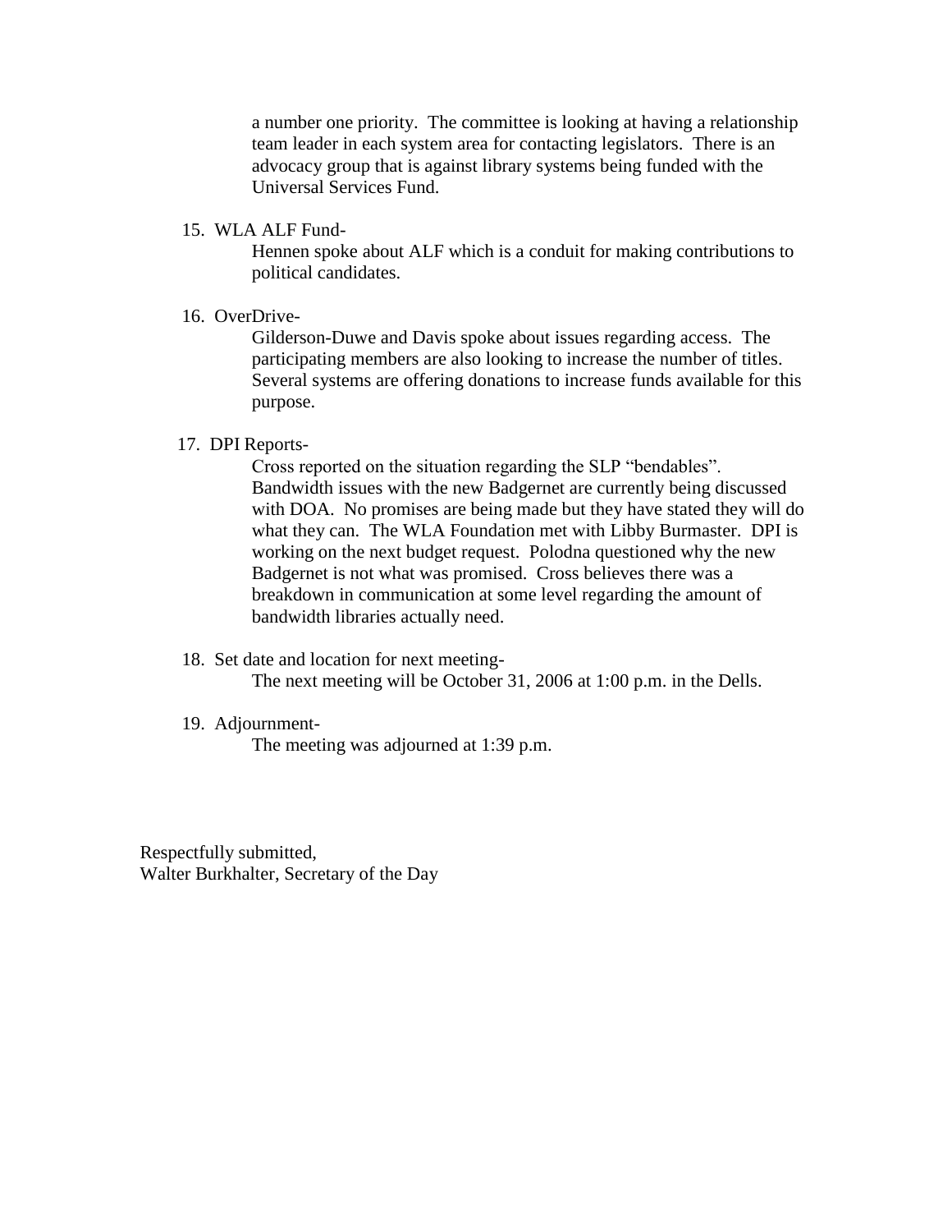a number one priority. The committee is looking at having a relationship team leader in each system area for contacting legislators. There is an advocacy group that is against library systems being funded with the Universal Services Fund.

15. WLA ALF Fund-

    Hennen spoke about ALF which is a conduit for making contributions to political candidates.

16. OverDrive-

    Gilderson-Duwe and Davis spoke about issues regarding access. The participating members are also looking to increase the number of titles. Several systems are offering donations to increase funds available for this purpose.

17. DPI Reports-

    Cross reported on the situation regarding the SLP "bendables". Bandwidth issues with the new Badgernet are currently being discussed with DOA. No promises are being made but they have stated they will do what they can. The WLA Foundation met with Libby Burmaster. DPI is working on the next budget request. Polodna questioned why the new Badgernet is not what was promised. Cross believes there was a breakdown in communication at some level regarding the amount of bandwidth libraries actually need.

18. Set date and location for next meeting-

    The next meeting will be October 31, 2006 at 1:00 p.m. in the Dells.

19. Adjournment-

    The meeting was adjourned at 1:39 p.m.

Respectfully submitted,
Walter Burkhalter, Secretary of the Day